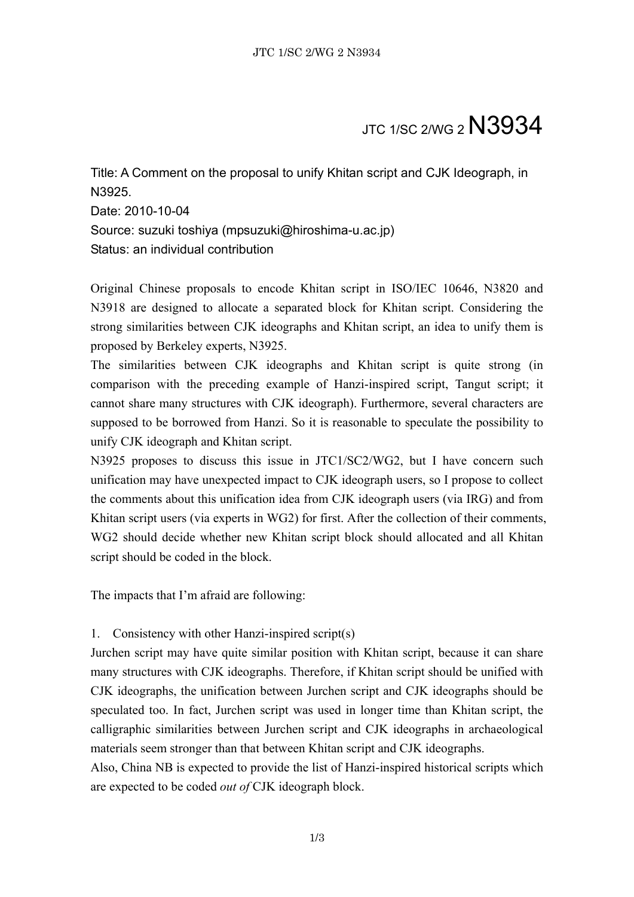# JTC 1/SC 2/WG 2 N3934

Title: A Comment on the proposal to unify Khitan script and CJK Ideograph, in N3925.
Date: 2010-10-04
Source: suzuki toshiya (mpsuzuki@hiroshima-u.ac.jp)
Status: an individual contribution

Original Chinese proposals to encode Khitan script in ISO/IEC 10646, N3820 and N3918 are designed to allocate a separated block for Khitan script. Considering the strong similarities between CJK ideographs and Khitan script, an idea to unify them is proposed by Berkeley experts, N3925.

The similarities between CJK ideographs and Khitan script is quite strong (in comparison with the preceding example of Hanzi-inspired script, Tangut script; it cannot share many structures with CJK ideograph). Furthermore, several characters are supposed to be borrowed from Hanzi. So it is reasonable to speculate the possibility to unify CJK ideograph and Khitan script.

N3925 proposes to discuss this issue in JTC1/SC2/WG2, but I have concern such unification may have unexpected impact to CJK ideograph users, so I propose to collect the comments about this unification idea from CJK ideograph users (via IRG) and from Khitan script users (via experts in WG2) for first. After the collection of their comments, WG2 should decide whether new Khitan script block should allocated and all Khitan script should be coded in the block.

The impacts that I'm afraid are following:

1. Consistency with other Hanzi-inspired script(s)

Jurchen script may have quite similar position with Khitan script, because it can share many structures with CJK ideographs. Therefore, if Khitan script should be unified with CJK ideographs, the unification between Jurchen script and CJK ideographs should be speculated too. In fact, Jurchen script was used in longer time than Khitan script, the calligraphic similarities between Jurchen script and CJK ideographs in archaeological materials seem stronger than that between Khitan script and CJK ideographs.

Also, China NB is expected to provide the list of Hanzi-inspired historical scripts which are expected to be coded *out of* CJK ideograph block.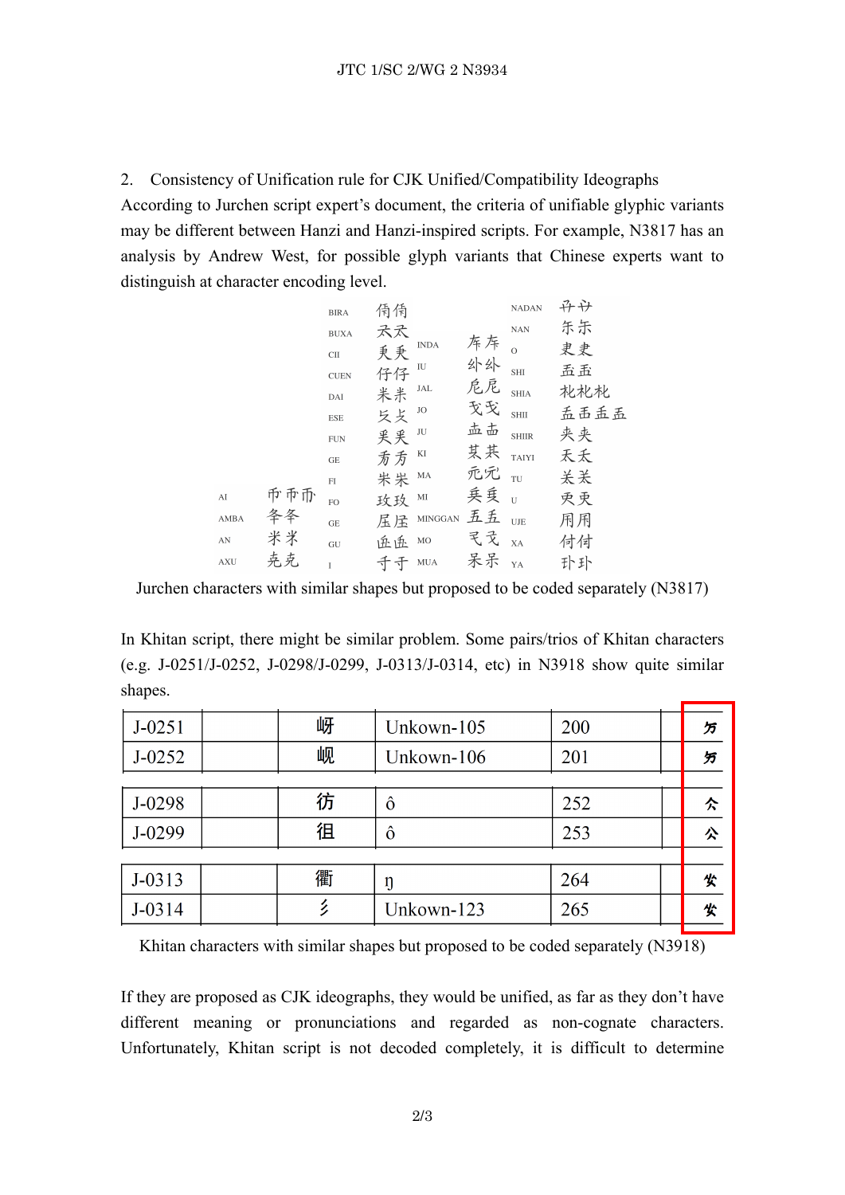2. Consistency of Unification rule for CJK Unified/Compatibility Ideographs

According to Jurchen script expert's document, the criteria of unifiable glyphic variants may be different between Hanzi and Hanzi-inspired scripts. For example, N3817 has an analysis by Andrew West, for possible glyph variants that Chinese experts want to distinguish at character encoding level.

| | | | | | | | |
|---|---|---|---|---|---|---|---|
| | | BIRA | 倩倩 | | | NADAN | 丹丹 |
| | | BUXA | 天天 | INDA | 库库 | NAN | 乐乐 |
| | | CII | 更更 | IU | 外外 | O | 吏吏 |
| | | CUEN | 仔仔 | JAL | 危尼 | SHI | 盂盂 |
| | | DAI | 米米 | JO | 戈戈 | SHIA | 枕枕枕 |
| | | ESE | 夂夂 | JU | 盅盅 | SHII | 盂盂盂盂 |
| | | FUN | 吴吴 | KI | 其其 | SHIIR | 夹夹 |
| | | GE | 秀秀 | MA | 元元 | TAIYI | 天夭 |
| | | FI | 米米 | MI | 兵兵 | TU | 关关 |
| AI | 币币币 | FO | 玫玫 | MINGGAN | 五五 | U | 吏吏 |
| AMBA | 冬冬 | GE | 居居 | MO | 弋弋 | UJE | 用用 |
| AN | 米米 | GU | 岳岳 | MUA | 呆呆 | XA | 付付 |
| AXU | 尭尭 | I | 寸寸 | | | YA | 扑扑 |

Jurchen characters with similar shapes but proposed to be coded separately (N3817)

In Khitan script, there might be similar problem. Some pairs/trios of Khitan characters (e.g. J-0251/J-0252, J-0298/J-0299, J-0313/J-0314, etc) in N3918 show quite similar shapes.

| | | | | | | |
|---|---|---|---|---|---|---|
| J-0251 | | 岈 | Unkown-105 | 200 | | 万 |
| J-0252 | | 岘 | Unkown-106 | 201 | | 万 |
| J-0298 | | 彷 | ô | 252 | | 仌 |
| J-0299 | | 徂 | ô | 253 | | 公 |
| J-0313 | | 衢 | ŋ | 264 | | 央 |
| J-0314 | | 彡 | Unkown-123 | 265 | | 央 |

Khitan characters with similar shapes but proposed to be coded separately (N3918)

If they are proposed as CJK ideographs, they would be unified, as far as they don't have different meaning or pronunciations and regarded as non-cognate characters. Unfortunately, Khitan script is not decoded completely, it is difficult to determine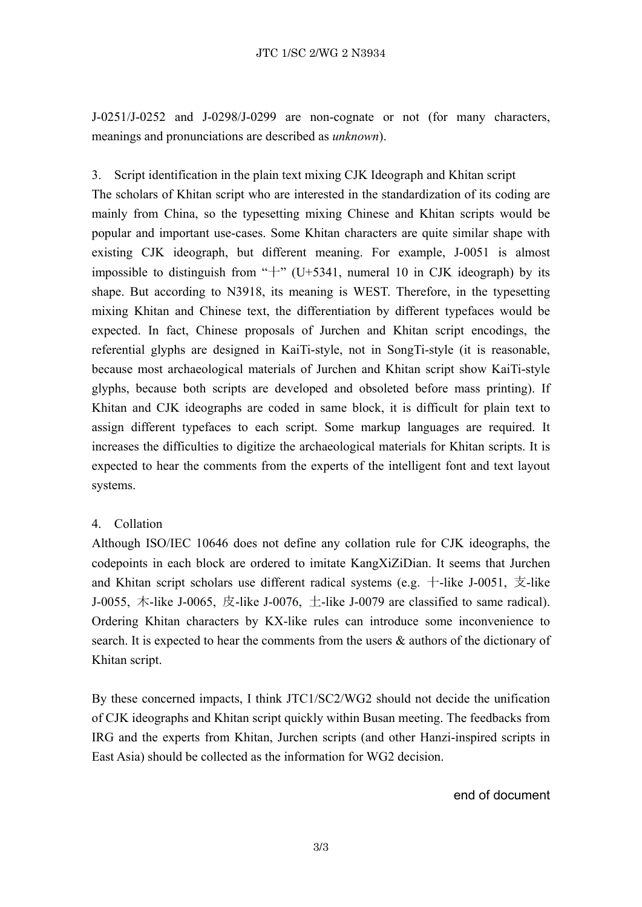J-0251/J-0252 and J-0298/J-0299 are non-cognate or not (for many characters, meanings and pronunciations are described as *unknown*).

3. Script identification in the plain text mixing CJK Ideograph and Khitan script

The scholars of Khitan script who are interested in the standardization of its coding are mainly from China, so the typesetting mixing Chinese and Khitan scripts would be popular and important use-cases. Some Khitan characters are quite similar shape with existing CJK ideograph, but different meaning. For example, J-0051 is almost impossible to distinguish from "十" (U+5341, numeral 10 in CJK ideograph) by its shape. But according to N3918, its meaning is WEST. Therefore, in the typesetting mixing Khitan and Chinese text, the differentiation by different typefaces would be expected. In fact, Chinese proposals of Jurchen and Khitan script encodings, the referential glyphs are designed in KaiTi-style, not in SongTi-style (it is reasonable, because most archaeological materials of Jurchen and Khitan script show KaiTi-style glyphs, because both scripts are developed and obsoleted before mass printing). If Khitan and CJK ideographs are coded in same block, it is difficult for plain text to assign different typefaces to each script. Some markup languages are required. It increases the difficulties to digitize the archaeological materials for Khitan scripts. It is expected to hear the comments from the experts of the intelligent font and text layout systems.

4. Collation

Although ISO/IEC 10646 does not define any collation rule for CJK ideographs, the codepoints in each block are ordered to imitate KangXiZiDian. It seems that Jurchen and Khitan script scholars use different radical systems (e.g. 十-like J-0051, 支-like J-0055, 木-like J-0065, 皮-like J-0076, 土-like J-0079 are classified to same radical). Ordering Khitan characters by KX-like rules can introduce some inconvenience to search. It is expected to hear the comments from the users & authors of the dictionary of Khitan script.

By these concerned impacts, I think JTC1/SC2/WG2 should not decide the unification of CJK ideographs and Khitan script quickly within Busan meeting. The feedbacks from IRG and the experts from Khitan, Jurchen scripts (and other Hanzi-inspired scripts in East Asia) should be collected as the information for WG2 decision.

end of document